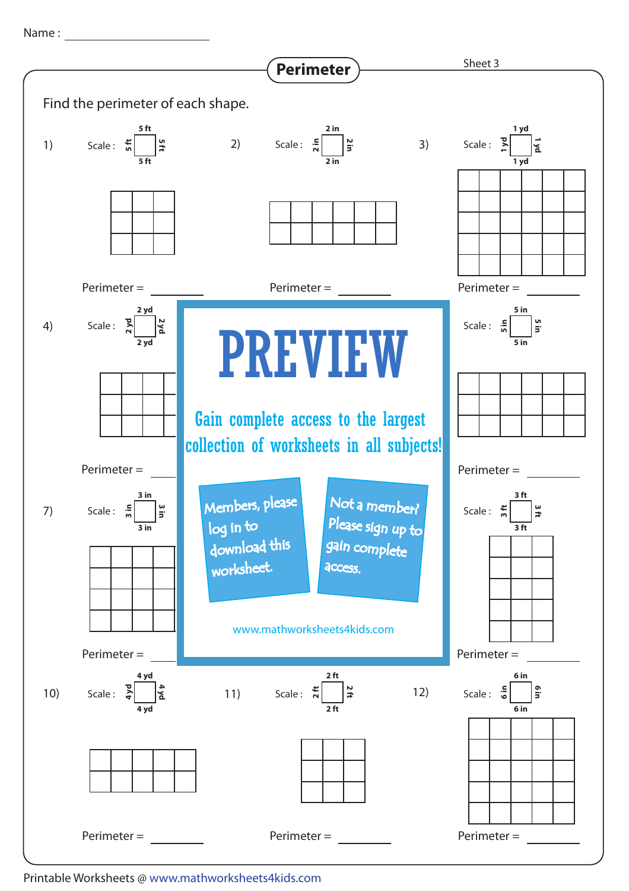Name : ____________________

# Perimeter

Sheet 3

Find the perimeter of each shape.

1) Scale : 5 ft

Perimeter = ________

2) Scale : 2 in

Perimeter = ________

3) Scale : 1 yd

Perimeter = ________

4) Scale : 2 yd

Perimeter = ________

Scale : 5 in

Perimeter = ________

7) Scale : 3 in

Perimeter = ________

Scale : 3 ft

Perimeter = ________

**PREVIEW**

Gain complete access to the largest collection of worksheets in all subjects!

Members, please log in to download this worksheet.

Not a member? Please sign up to gain complete access.

www.mathworksheets4kids.com

10) Scale : 4 yd

Perimeter = ________

11) Scale : 2 ft

Perimeter = ________

12) Scale : 6 in

Perimeter = ________

Printable Worksheets @ www.mathworksheets4kids.com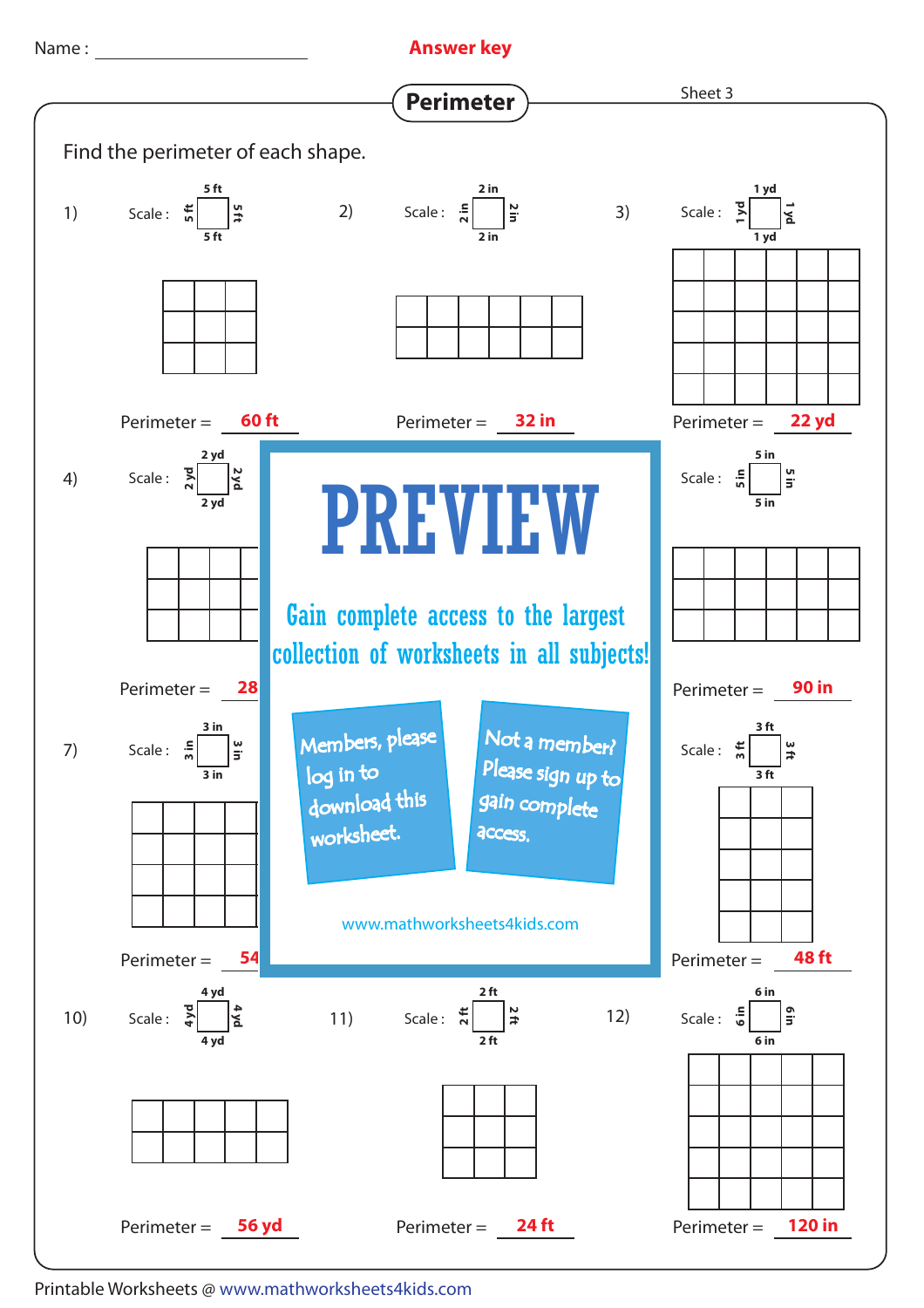Name : ____________________

**Answer key**

# Perimeter

Sheet 3

Find the perimeter of each shape.

1) Scale : 5 ft × 5 ft

Perimeter = **60 ft**

2) Scale : 2 in × 2 in

Perimeter = **32 in**

3) Scale : 1 yd × 1 yd

Perimeter = **22 yd**

4) Scale : 2 yd × 2 yd

Perimeter = **28**

PREVIEW

Gain complete access to the largest collection of worksheets in all subjects!

Members, please log in to download this worksheet.

Not a member? Please sign up to gain complete access.

www.mathworksheets4kids.com

6) Scale : 5 in × 5 in

Perimeter = **90 in**

7) Scale : 3 in × 3 in

Perimeter = **54**

9) Scale : 3 ft × 3 ft

Perimeter = **48 ft**

10) Scale : 4 yd × 4 yd

Perimeter = **56 yd**

11) Scale : 2 ft × 2 ft

Perimeter = **24 ft**

12) Scale : 6 in × 6 in

Perimeter = **120 in**

Printable Worksheets @ www.mathworksheets4kids.com